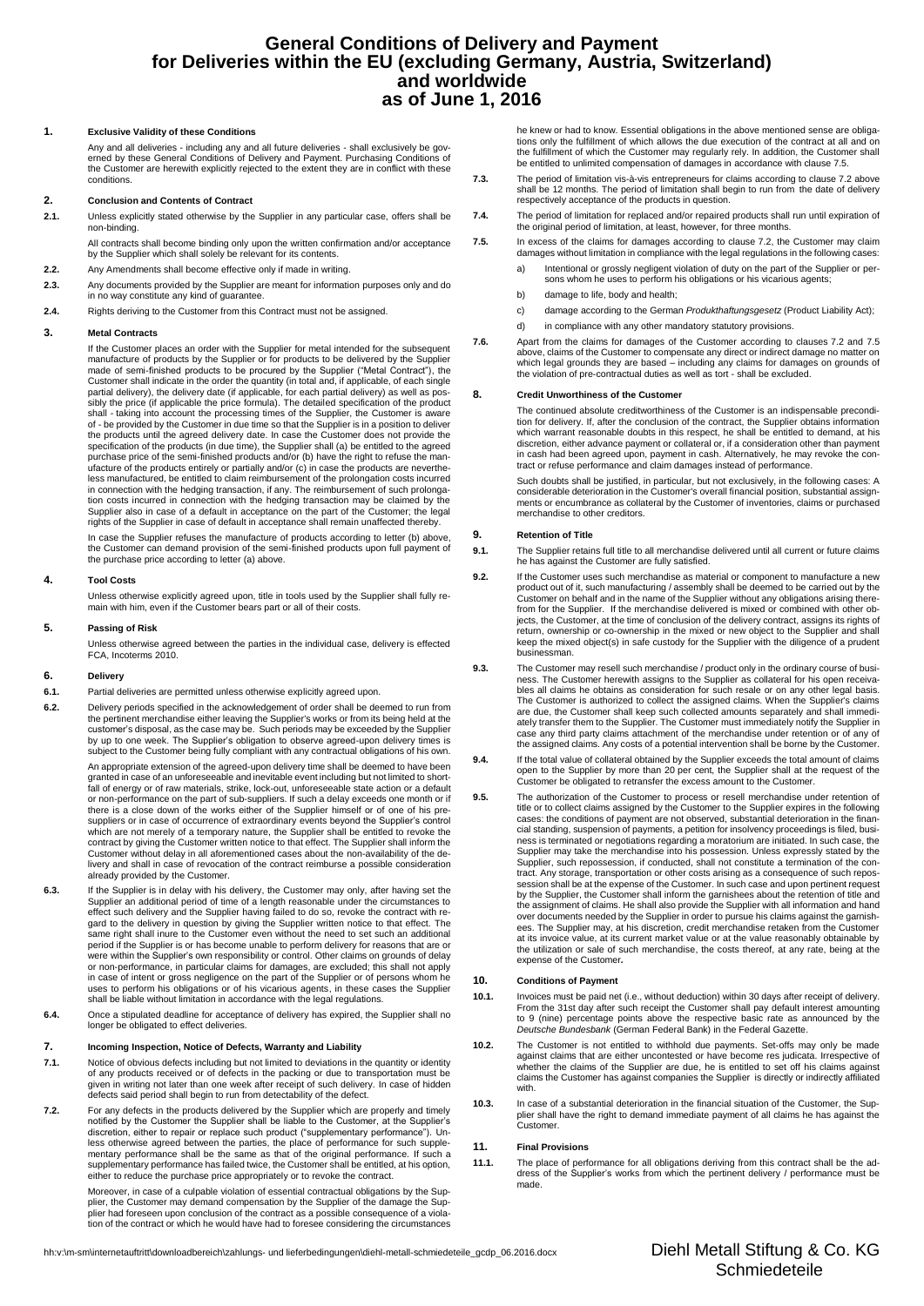# General Conditions of Delivery and Payment for Deliveries within the EU (excluding Germany, Austria, Switzerland) and worldwide as of June 1, 2016

## 1. Exclusive Validity of these Conditions

Any and all deliveries - including any and all future deliveries - shall exclusively be governed by these General Conditions of Delivery and Payment. Purchasing Conditions of the Customer are herewith explicitly rejected to the extent they are in conflict with these conditions.

## 2. Conclusion and Contents of Contract

**2.1.** Unless explicitly stated otherwise by the Supplier in any particular case, offers shall be non-binding.

All contracts shall become binding only upon the written confirmation and/or acceptance by the Supplier which shall solely be relevant for its contents.

**2.2.** Any Amendments shall become effective only if made in writing.

**2.3.** Any documents provided by the Supplier are meant for information purposes only and do in no way constitute any kind of guarantee.

**2.4.** Rights deriving to the Customer from this Contract must not be assigned.

## 3. Metal Contracts

If the Customer places an order with the Supplier for metal intended for the subsequent manufacture of products by the Supplier or for products to be delivered by the Supplier made of semi-finished products to be procured by the Supplier ("Metal Contract"), the Customer shall indicate in the order the quantity (in total and, if applicable, of each single partial delivery), the delivery date (if applicable, for each partial delivery) as well as possibly the price (if applicable the price formula). The detailed specification of the product shall - taking into account the processing times of the Supplier, the Customer is aware of - be provided by the Customer in due time so that the Supplier is in a position to deliver the products until the agreed delivery date. In case the Customer does not provide the specification of the products (in due time), the Supplier shall (a) be entitled to the agreed purchase price of the semi-finished products and/or (b) have the right to refuse the manufacture of the products entirely or partially and/or (c) in case the products are nevertheless manufactured, be entitled to claim reimbursement of the prolongation costs incurred in connection with the hedging transaction, if any. The reimbursement of such prolongation costs incurred in connection with the hedging transaction may be claimed by the Supplier also in case of a default in acceptance on the part of the Customer; the legal rights of the Supplier in case of default in acceptance shall remain unaffected thereby.

In case the Supplier refuses the manufacture of products according to letter (b) above, the Customer can demand provision of the semi-finished products upon full payment of the purchase price according to letter (a) above.

## 4. Tool Costs

Unless otherwise explicitly agreed upon, title in tools used by the Supplier shall fully remain with him, even if the Customer bears part or all of their costs.

## 5. Passing of Risk

Unless otherwise agreed between the parties in the individual case, delivery is effected FCA, Incoterms 2010.

## 6. Delivery

**6.1.** Partial deliveries are permitted unless otherwise explicitly agreed upon.

**6.2.** Delivery periods specified in the acknowledgement of order shall be deemed to run from the pertinent merchandise either leaving the Supplier's works or from its being held at the customer's disposal, as the case may be. Such periods may be exceeded by the Supplier by up to one week. The Supplier's obligation to observe agreed-upon delivery times is subject to the Customer being fully compliant with any contractual obligations of his own.

An appropriate extension of the agreed-upon delivery time shall be deemed to have been granted in case of an unforeseeable and inevitable event including but not limited to shortfall of energy or of raw materials, strike, lock-out, unforeseeable state action or a default or non-performance on the part of sub-suppliers. If such a delay exceeds one month or if there is a close down of the works either of the Supplier himself or of one of his presuppliers or in case of occurrence of extraordinary events beyond the Supplier's control which are not merely of a temporary nature, the Supplier shall be entitled to revoke the contract by giving the Customer written notice to that effect. The Supplier shall inform the Customer without delay in all aforementioned cases about the non-availability of the delivery and shall in case of revocation of the contract reimburse a possible consideration already provided by the Customer.

**6.3.** If the Supplier is in delay with his delivery, the Customer may only, after having set the Supplier an additional period of time of a length reasonable under the circumstances to effect such delivery and the Supplier having failed to do so, revoke the contract with regard to the delivery in question by giving the Supplier written notice to that effect. The same right shall inure to the Customer even without the need to set such an additional period if the Supplier is or has become unable to perform delivery for reasons that are or were within the Supplier's own responsibility or control. Other claims on grounds of delay or non-performance, in particular claims for damages, are excluded; this shall not apply in case of intent or gross negligence on the part of the Supplier or of persons whom he uses to perform his obligations or of his vicarious agents, in these cases the Supplier shall be liable without limitation in accordance with the legal regulations.

**6.4.** Once a stipulated deadline for acceptance of delivery has expired, the Supplier shall no longer be obligated to effect deliveries.

## 7. Incoming Inspection, Notice of Defects, Warranty and Liability

**7.1.** Notice of obvious defects including but not limited to deviations in the quantity or identity of any products received or of defects in the packing or due to transportation must be given in writing not later than one week after receipt of such delivery. In case of hidden defects said period shall begin to run from detectability of the defect.

**7.2.** For any defects in the products delivered by the Supplier which are properly and timely notified by the Customer the Supplier shall be liable to the Customer, at the Supplier's discretion, either to repair or replace such product ("supplementary performance"). Unless otherwise agreed between the parties, the place of performance for such supplementary performance shall be the same as that of the original performance. If such a supplementary performance has failed twice, the Customer shall be entitled, at his option, either to reduce the purchase price appropriately or to revoke the contract.

Moreover, in case of a culpable violation of essential contractual obligations by the Supplier, the Customer may demand compensation by the Supplier of the damage the Supplier had foreseen upon conclusion of the contract as a possible consequence of a violation of the contract or which he would have had to foresee considering the circumstances he knew or had to know. Essential obligations in the above mentioned sense are obligations only the fulfillment of which allows the due execution of the contract at all and on the fulfillment of which the Customer may regularly rely. In addition, the Customer shall be entitled to unlimited compensation of damages in accordance with clause 7.5.

**7.3.** The period of limitation vis-à-vis entrepreneurs for claims according to clause 7.2 above shall be 12 months. The period of limitation shall begin to run from the date of delivery respectively acceptance of the products in question.

**7.4.** The period of limitation for replaced and/or repaired products shall run until expiration of the original period of limitation, at least, however, for three months.

**7.5.** In excess of the claims for damages according to clause 7.2, the Customer may claim damages without limitation in compliance with the legal regulations in the following cases:

a) Intentional or grossly negligent violation of duty on the part of the Supplier or persons whom he uses to perform his obligations or his vicarious agents;

b) damage to life, body and health;

c) damage according to the German *Produkthaftungsgesetz* (Product Liability Act);

d) in compliance with any other mandatory statutory provisions.

**7.6.** Apart from the claims for damages of the Customer according to clauses 7.2 and 7.5 above, claims of the Customer to compensate any direct or indirect damage no matter on which legal grounds they are based – including any claims for damages on grounds of the violation of pre-contractual duties as well as tort - shall be excluded.

## 8. Credit Unworthiness of the Customer

The continued absolute creditworthiness of the Customer is an indispensable precondition for delivery. If, after the conclusion of the contract, the Supplier obtains information which warrant reasonable doubts in this respect, he shall be entitled to demand, at his discretion, either advance payment or collateral or, if a consideration other than payment in cash had been agreed upon, payment in cash. Alternatively, he may revoke the contract or refuse performance and claim damages instead of performance.

Such doubts shall be justified, in particular, but not exclusively, in the following cases: A considerable deterioration in the Customer's overall financial position, substantial assignments or encumbrance as collateral by the Customer of inventories, claims or purchased merchandise to other creditors.

## 9. Retention of Title

**9.1.** The Supplier retains full title to all merchandise delivered until all current or future claims he has against the Customer are fully satisfied.

**9.2.** If the Customer uses such merchandise as material or component to manufacture a new product out of it, such manufacturing / assembly shall be deemed to be carried out by the Customer on behalf and in the name of the Supplier without any obligations arising therefrom for the Supplier. If the merchandise delivered is mixed or combined with other objects, the Customer, at the time of conclusion of the delivery contract, assigns its rights of return, ownership or co-ownership in the mixed or new object to the Supplier and shall keep the mixed object(s) in safe custody for the Supplier with the diligence of a prudent businessman.

**9.3.** The Customer may resell such merchandise / product only in the ordinary course of business. The Customer herewith assigns to the Supplier as collateral for his open receivables all claims he obtains as consideration for such resale or on any other legal basis. The Customer is authorized to collect the assigned claims. When the Supplier's claims are due, the Customer shall keep such collected amounts separately and shall immediately transfer them to the Supplier. The Customer must immediately notify the Supplier in case any third party claims attachment of the merchandise under retention or of any of the assigned claims. Any costs of a potential intervention shall be borne by the Customer.

**9.4.** If the total value of collateral obtained by the Supplier exceeds the total amount of claims open to the Supplier by more than 20 per cent, the Supplier shall at the request of the Customer be obligated to retransfer the excess amount to the Customer.

**9.5.** The authorization of the Customer to process or resell merchandise under retention of title or to collect claims assigned by the Customer to the Supplier expires in the following cases: the conditions of payment are not observed, substantial deterioration in the financial standing, suspension of payments, a petition for insolvency proceedings is filed, business is terminated or negotiations regarding a moratorium are initiated. In such case, the Supplier may take the merchandise into his possession. Unless expressly stated by the Supplier, such repossession, if conducted, shall not constitute a termination of the contract. Any storage, transportation or other costs arising as a consequence of such repossession shall be at the expense of the Customer. In such case and upon pertinent request by the Supplier, the Customer shall inform the garnishees about the retention of title and the assignment of claims. He shall also provide the Supplier with all information and hand over documents needed by the Supplier in order to pursue his claims against the garnishees. The Supplier may, at his discretion, credit merchandise retaken from the Customer at its invoice value, at its current market value or at the value reasonably obtainable by the utilization or sale of such merchandise, the costs thereof, at any rate, being at the expense of the Customer**.**

## 10. Conditions of Payment

**10.1.** Invoices must be paid net (i.e., without deduction) within 30 days after receipt of delivery. From the 31st day after such receipt the Customer shall pay default interest amounting to 9 (nine) percentage points above the respective basic rate as announced by the *Deutsche Bundesbank* (German Federal Bank) in the Federal Gazette.

**10.2.** The Customer is not entitled to withhold due payments. Set-offs may only be made against claims that are either uncontested or have become res judicata. Irrespective of whether the claims of the Supplier are due, he is entitled to set off his claims against claims the Customer has against companies the Supplier is directly or indirectly affiliated with.

**10.3.** In case of a substantial deterioration in the financial situation of the Customer, the Supplier shall have the right to demand immediate payment of all claims he has against the Customer.

## 11. Final Provisions

**11.1.** The place of performance for all obligations deriving from this contract shall be the address of the Supplier's works from which the pertinent delivery / performance must be made.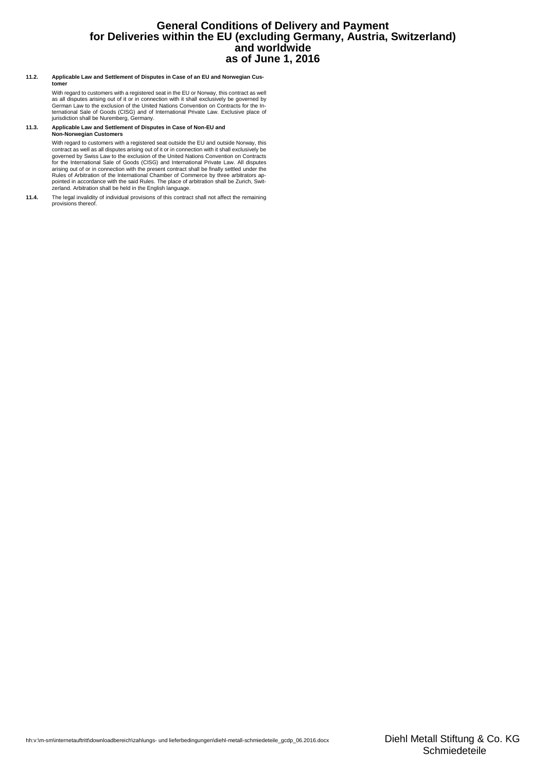**11.2. Applicable Law and Settlement of Disputes in Case of an EU and Norwegian Customer**

With regard to customers with a registered seat in the EU or Norway, this contract as well as all disputes arising out of it or in connection with it shall exclusively be governed by German Law to the exclusion of the United Nations Convention on Contracts for the International Sale of Goods (CISG) and of International Private Law. Exclusive place of jurisdiction shall be Nuremberg, Germany.

**11.3. Applicable Law and Settlement of Disputes in Case of Non-EU and Non-Norwegian Customers**

With regard to customers with a registered seat outside the EU and outside Norway, this contract as well as all disputes arising out of it or in connection with it shall exclusively be governed by Swiss Law to the exclusion of the United Nations Convention on Contracts for the International Sale of Goods (CISG) and International Private Law. All disputes arising out of or in connection with the present contract shall be finally settled under the Rules of Arbitration of the International Chamber of Commerce by three arbitrators appointed in accordance with the said Rules. The place of arbitration shall be Zurich, Switzerland. Arbitration shall be held in the English language.

**11.4.** The legal invalidity of individual provisions of this contract shall not affect the remaining provisions thereof.